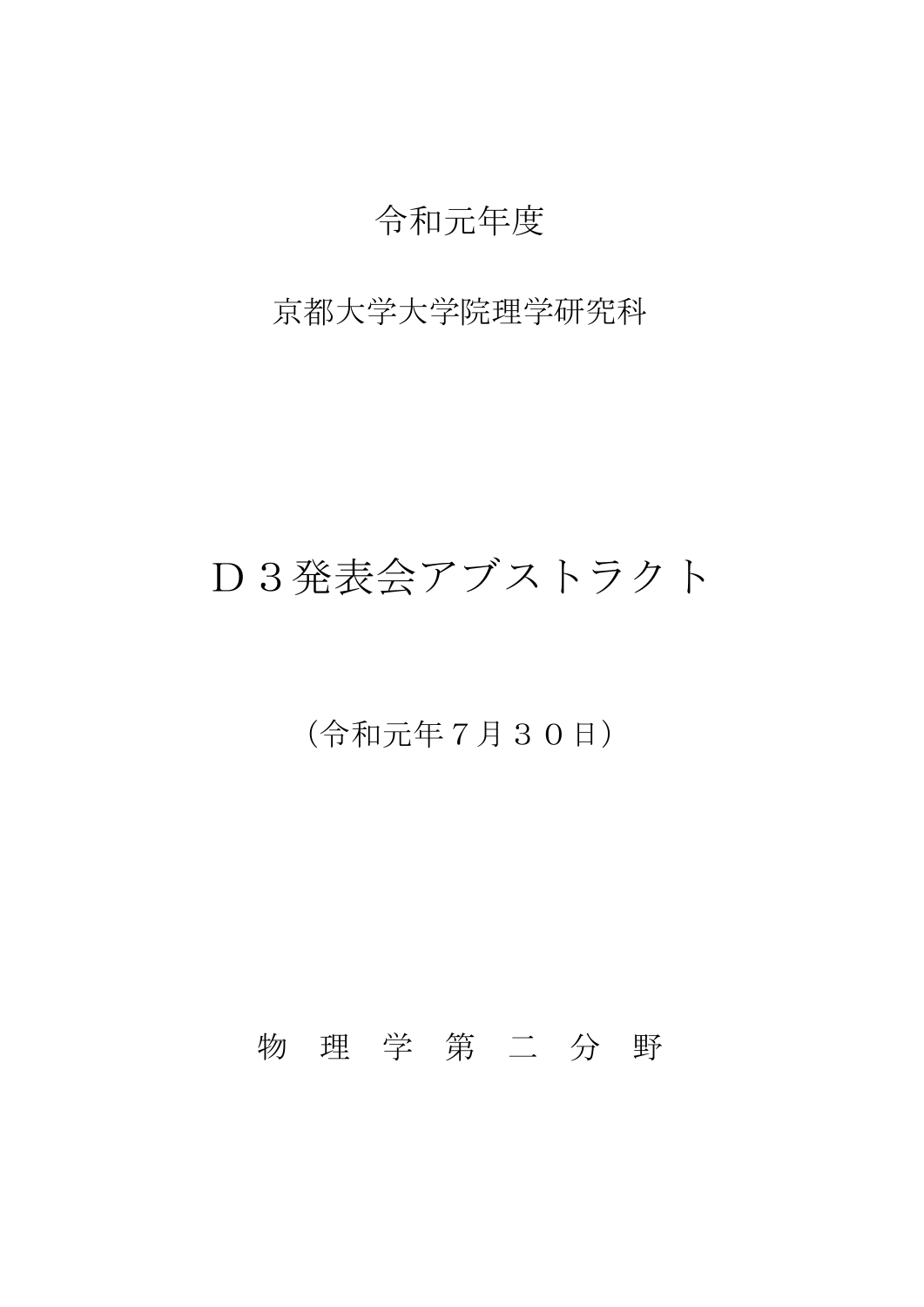令和元年度

京都大学大学院理学研究科

# Ｄ３発表会アブストラクト

（令和元年７月３０日）

物　理　学　第　二　分　野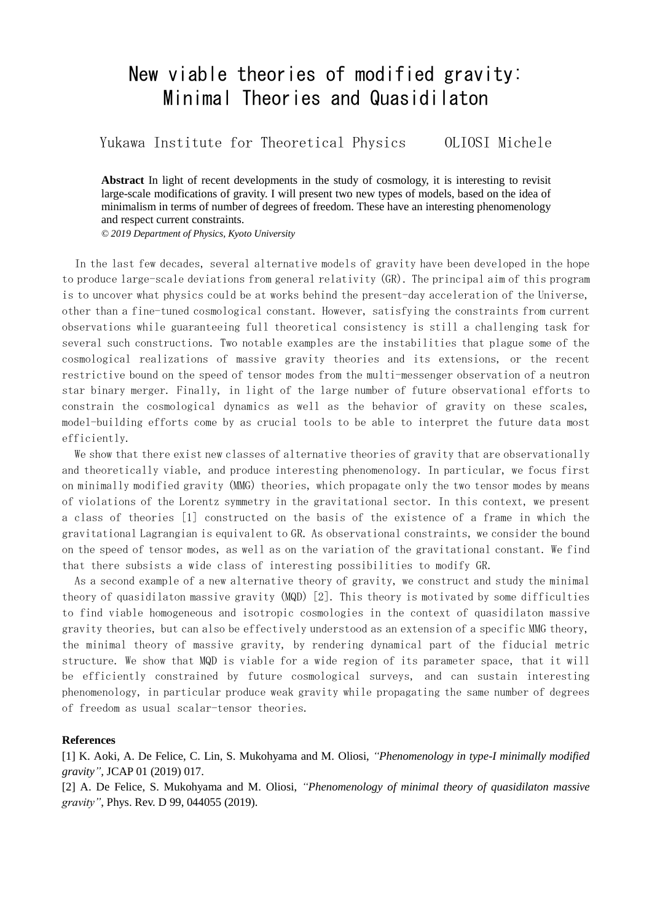# New viable theories of modified gravity: Minimal Theories and Quasidilaton

Yukawa Institute for Theoretical Physics OLIOSI Michele

**Abstract** In light of recent developments in the study of cosmology, it is interesting to revisit large-scale modifications of gravity. I will present two new types of models, based on the idea of minimalism in terms of number of degrees of freedom. These have an interesting phenomenology and respect current constraints.

*© 2019 Department of Physics, Kyoto University*

In the last few decades, several alternative models of gravity have been developed in the hope to produce large-scale deviations from general relativity (GR). The principal aim of this program is to uncover what physics could be at works behind the present-day acceleration of the Universe, other than a fine-tuned cosmological constant. However, satisfying the constraints from current observations while guaranteeing full theoretical consistency is still a challenging task for several such constructions. Two notable examples are the instabilities that plague some of the cosmological realizations of massive gravity theories and its extensions, or the recent restrictive bound on the speed of tensor modes from the multi-messenger observation of a neutron star binary merger. Finally, in light of the large number of future observational efforts to constrain the cosmological dynamics as well as the behavior of gravity on these scales, model-building efforts come by as crucial tools to be able to interpret the future data most efficiently.

We show that there exist new classes of alternative theories of gravity that are observationally and theoretically viable, and produce interesting phenomenology. In particular, we focus first on minimally modified gravity (MMG) theories, which propagate only the two tensor modes by means of violations of the Lorentz symmetry in the gravitational sector. In this context, we present a class of theories [1] constructed on the basis of the existence of a frame in which the gravitational Lagrangian is equivalent to GR. As observational constraints, we consider the bound on the speed of tensor modes, as well as on the variation of the gravitational constant. We find that there subsists a wide class of interesting possibilities to modify GR.

As a second example of a new alternative theory of gravity, we construct and study the minimal theory of quasidilaton massive gravity (MQD) [2]. This theory is motivated by some difficulties to find viable homogeneous and isotropic cosmologies in the context of quasidilaton massive gravity theories, but can also be effectively understood as an extension of a specific MMG theory, the minimal theory of massive gravity, by rendering dynamical part of the fiducial metric structure. We show that MQD is viable for a wide region of its parameter space, that it will be efficiently constrained by future cosmological surveys, and can sustain interesting phenomenology, in particular produce weak gravity while propagating the same number of degrees of freedom as usual scalar-tensor theories.

**References**

[1] K. Aoki, A. De Felice, C. Lin, S. Mukohyama and M. Oliosi, *"Phenomenology in type-I minimally modified gravity"*, JCAP 01 (2019) 017.

[2] A. De Felice, S. Mukohyama and M. Oliosi, *"Phenomenology of minimal theory of quasidilaton massive gravity"*, Phys. Rev. D 99, 044055 (2019).